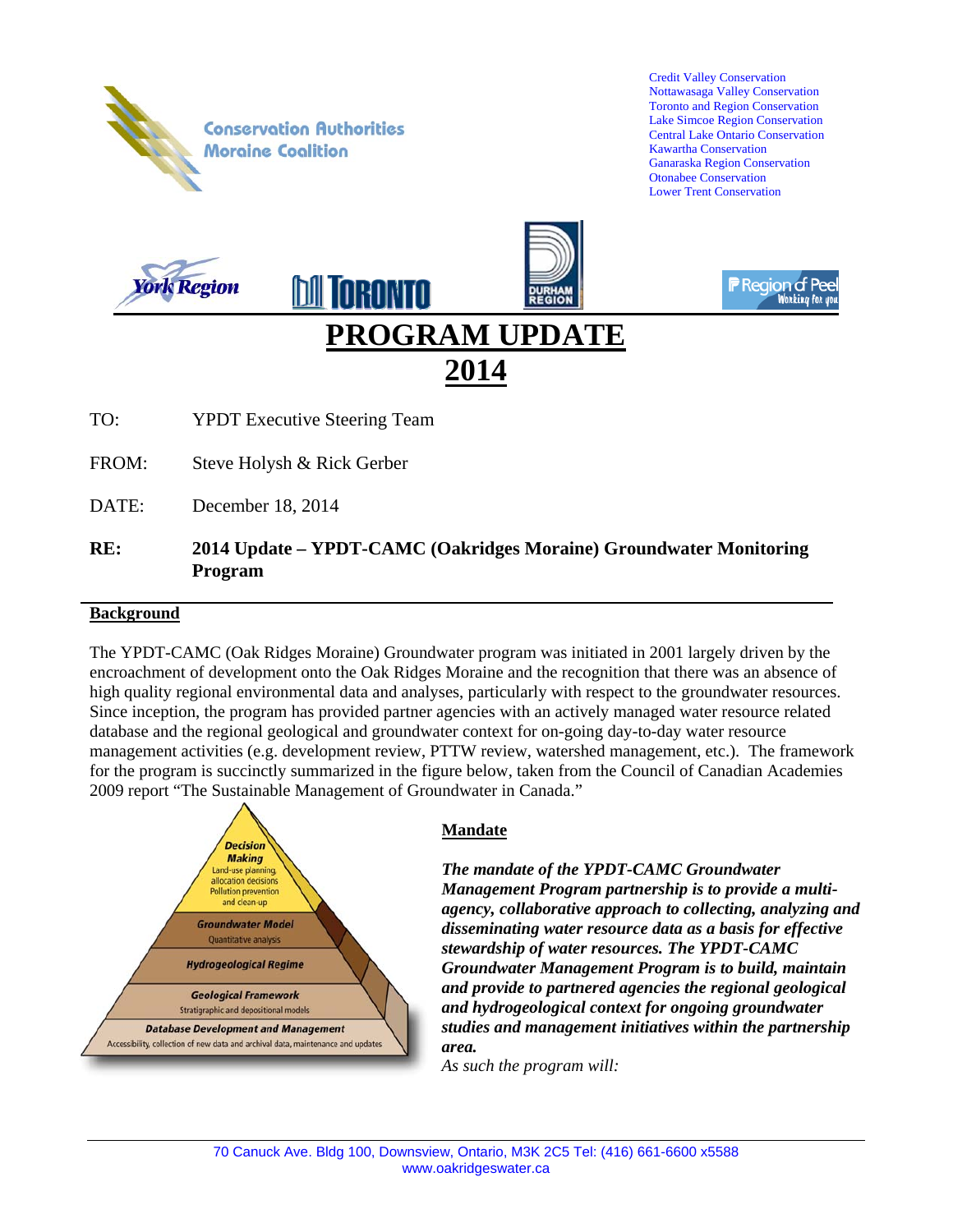Conservation Authorities Moraine Coalition

Credit Valley Conservation
Nottawasaga Valley Conservation
Toronto and Region Conservation
Lake Simcoe Region Conservation
Central Lake Ontario Conservation
Kawartha Conservation
Ganaraska Region Conservation
Otonabee Conservation
Lower Trent Conservation

York Region | Toronto | Durham Region | Region of Peel Working for you

# PROGRAM UPDATE 2014

TO: YPDT Executive Steering Team

FROM: Steve Holysh & Rick Gerber

DATE: December 18, 2014

**RE: 2014 Update – YPDT-CAMC (Oakridges Moraine) Groundwater Monitoring Program**

## Background

The YPDT-CAMC (Oak Ridges Moraine) Groundwater program was initiated in 2001 largely driven by the encroachment of development onto the Oak Ridges Moraine and the recognition that there was an absence of high quality regional environmental data and analyses, particularly with respect to the groundwater resources. Since inception, the program has provided partner agencies with an actively managed water resource related database and the regional geological and groundwater context for on-going day-to-day water resource management activities (e.g. development review, PTTW review, watershed management, etc.). The framework for the program is succinctly summarized in the figure below, taken from the Council of Canadian Academies 2009 report "The Sustainable Management of Groundwater in Canada."

Decision Making
Land-use planning, allocation decisions, Pollution prevention and clean-up

Groundwater Model
Quantitative analysis

Hydrogeological Regime

Geological Framework
Stratigraphic and depositional models

Database Development and Management
Accessibility, collection of new data and archival data, maintenance and updates

## Mandate

***The mandate of the YPDT-CAMC Groundwater Management Program partnership is to provide a multi-agency, collaborative approach to collecting, analyzing and disseminating water resource data as a basis for effective stewardship of water resources. The YPDT-CAMC Groundwater Management Program is to build, maintain and provide to partnered agencies the regional geological and hydrogeological context for ongoing groundwater studies and management initiatives within the partnership area.***

*As such the program will:*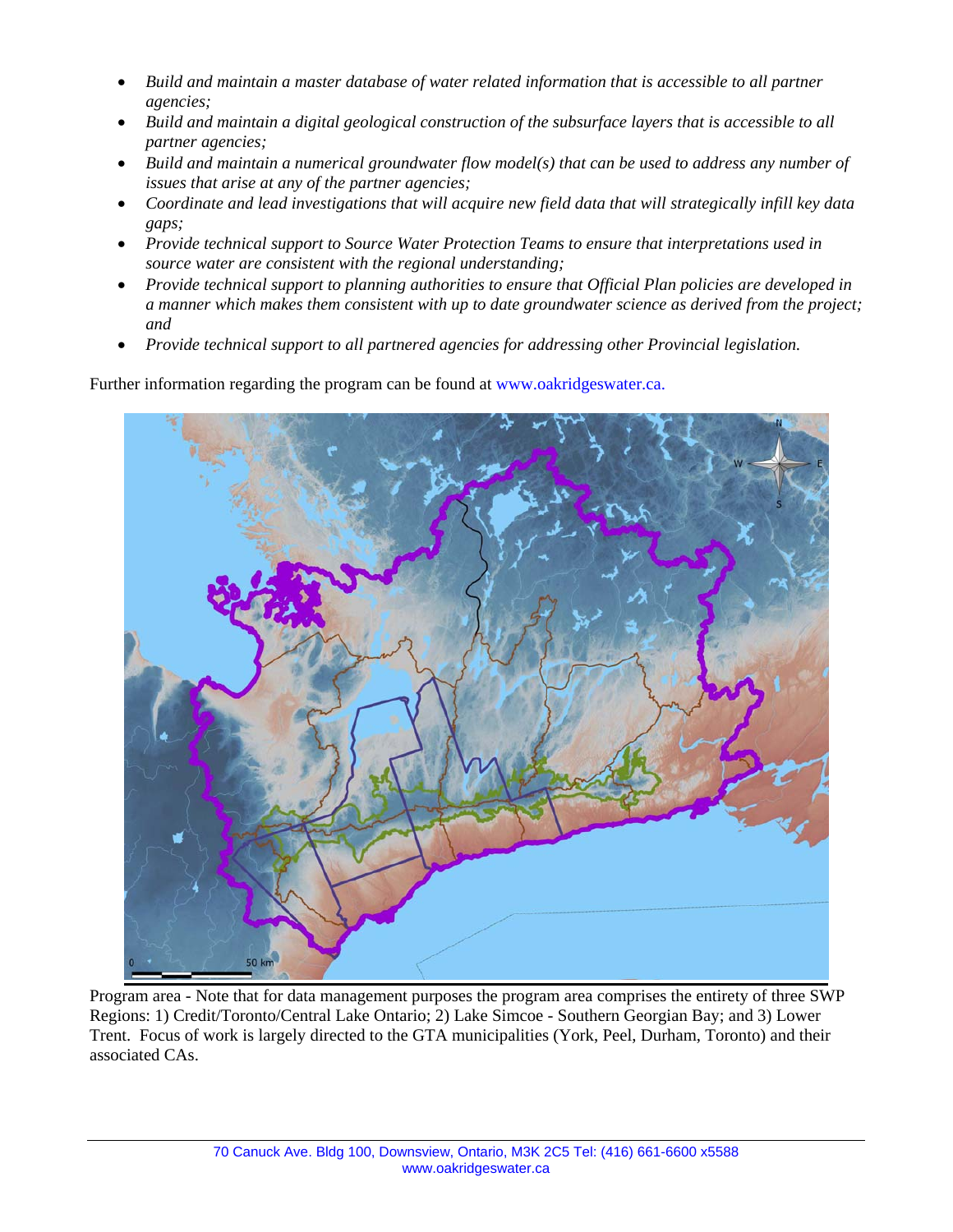- *Build and maintain a master database of water related information that is accessible to all partner agencies;*
- *Build and maintain a digital geological construction of the subsurface layers that is accessible to all partner agencies;*
- *Build and maintain a numerical groundwater flow model(s) that can be used to address any number of issues that arise at any of the partner agencies;*
- *Coordinate and lead investigations that will acquire new field data that will strategically infill key data gaps;*
- *Provide technical support to Source Water Protection Teams to ensure that interpretations used in source water are consistent with the regional understanding;*
- *Provide technical support to planning authorities to ensure that Official Plan policies are developed in a manner which makes them consistent with up to date groundwater science as derived from the project; and*
- *Provide technical support to all partnered agencies for addressing other Provincial legislation.*

Further information regarding the program can be found at www.oakridgeswater.ca.

Program area - Note that for data management purposes the program area comprises the entirety of three SWP Regions: 1) Credit/Toronto/Central Lake Ontario; 2) Lake Simcoe - Southern Georgian Bay; and 3) Lower Trent. Focus of work is largely directed to the GTA municipalities (York, Peel, Durham, Toronto) and their associated CAs.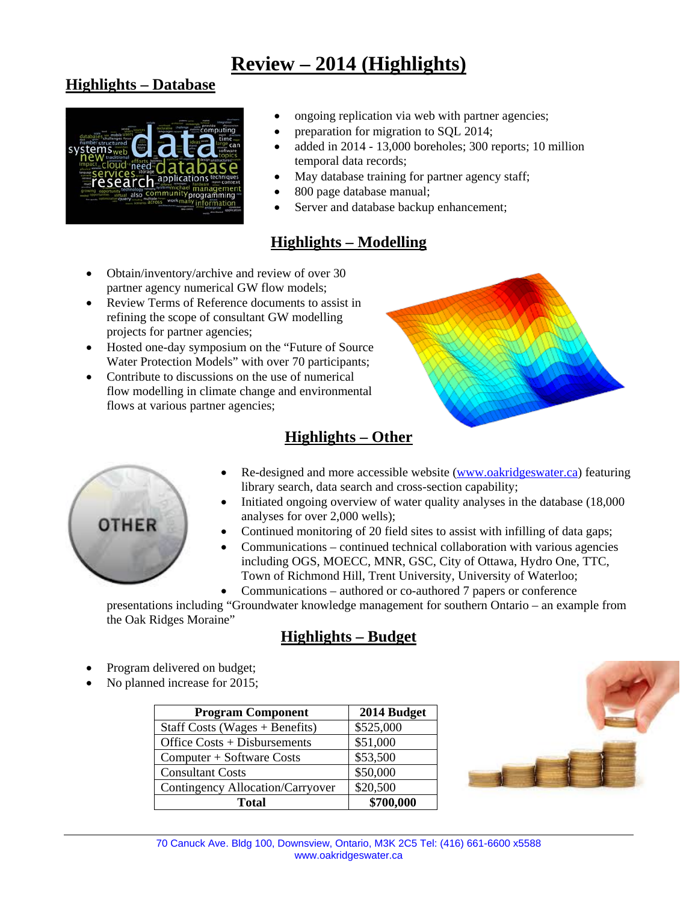# Review – 2014 (Highlights)

## Highlights – Database

- ongoing replication via web with partner agencies;
- preparation for migration to SQL 2014;
- added in 2014 - 13,000 boreholes; 300 reports; 10 million temporal data records;
- May database training for partner agency staff;
- 800 page database manual;
- Server and database backup enhancement;

## Highlights – Modelling

- Obtain/inventory/archive and review of over 30 partner agency numerical GW flow models;
- Review Terms of Reference documents to assist in refining the scope of consultant GW modelling projects for partner agencies;
- Hosted one-day symposium on the "Future of Source Water Protection Models" with over 70 participants;
- Contribute to discussions on the use of numerical flow modelling in climate change and environmental flows at various partner agencies;

## Highlights – Other

- Re-designed and more accessible website (www.oakridgeswater.ca) featuring library search, data search and cross-section capability;
- Initiated ongoing overview of water quality analyses in the database (18,000 analyses for over 2,000 wells);
- Continued monitoring of 20 field sites to assist with infilling of data gaps;
- Communications – continued technical collaboration with various agencies including OGS, MOECC, MNR, GSC, City of Ottawa, Hydro One, TTC, Town of Richmond Hill, Trent University, University of Waterloo;
- Communications – authored or co-authored 7 papers or conference presentations including "Groundwater knowledge management for southern Ontario – an example from the Oak Ridges Moraine"

## Highlights – Budget

- Program delivered on budget;
- No planned increase for 2015;

| Program Component | 2014 Budget |
|---|---|
| Staff Costs (Wages + Benefits) | $525,000 |
| Office Costs + Disbursements | $51,000 |
| Computer + Software Costs | $53,500 |
| Consultant Costs | $50,000 |
| Contingency Allocation/Carryover | $20,500 |
| **Total** | **$700,000** |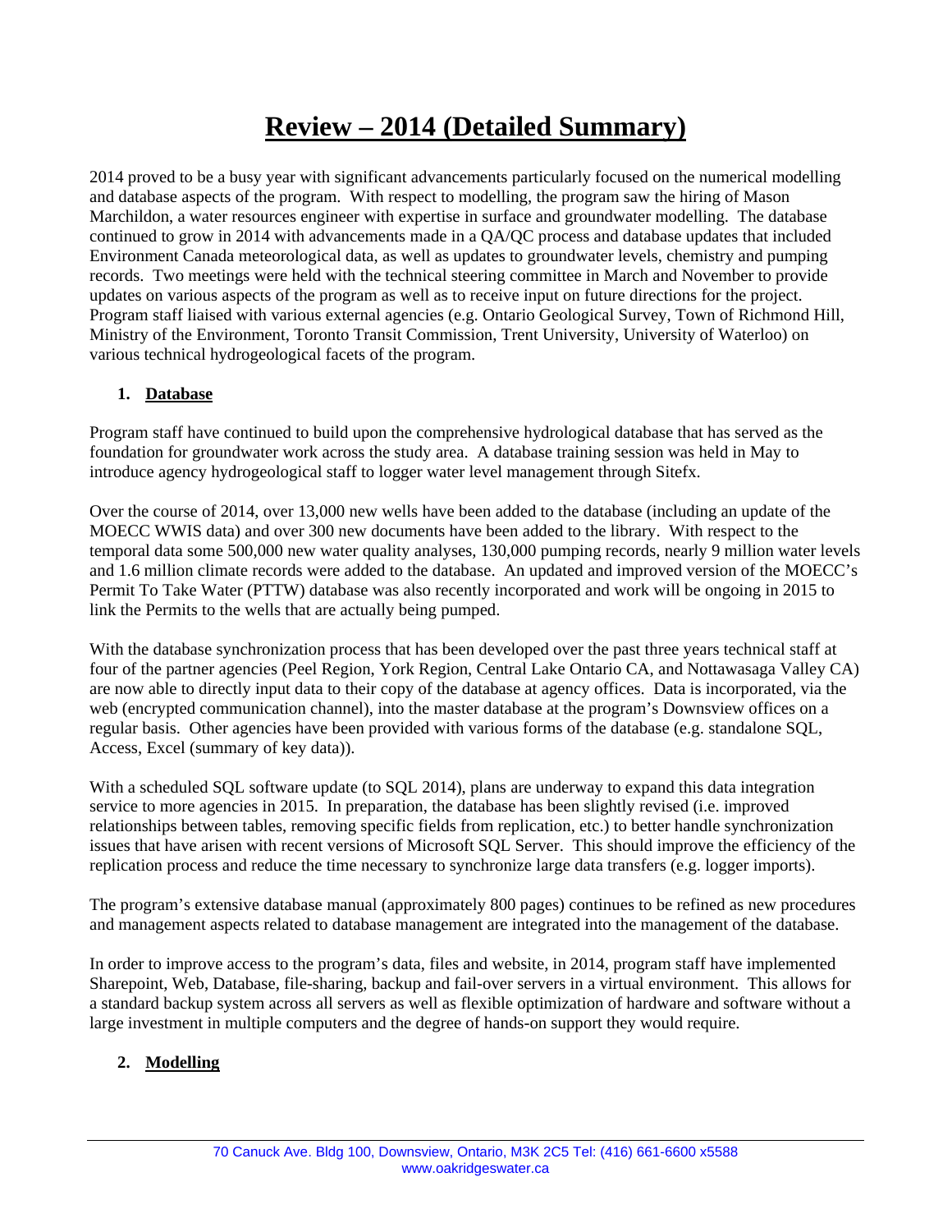# Review – 2014 (Detailed Summary)

2014 proved to be a busy year with significant advancements particularly focused on the numerical modelling and database aspects of the program. With respect to modelling, the program saw the hiring of Mason Marchildon, a water resources engineer with expertise in surface and groundwater modelling. The database continued to grow in 2014 with advancements made in a QA/QC process and database updates that included Environment Canada meteorological data, as well as updates to groundwater levels, chemistry and pumping records. Two meetings were held with the technical steering committee in March and November to provide updates on various aspects of the program as well as to receive input on future directions for the project. Program staff liaised with various external agencies (e.g. Ontario Geological Survey, Town of Richmond Hill, Ministry of the Environment, Toronto Transit Commission, Trent University, University of Waterloo) on various technical hydrogeological facets of the program.

## 1. Database

Program staff have continued to build upon the comprehensive hydrological database that has served as the foundation for groundwater work across the study area. A database training session was held in May to introduce agency hydrogeological staff to logger water level management through Sitefx.

Over the course of 2014, over 13,000 new wells have been added to the database (including an update of the MOECC WWIS data) and over 300 new documents have been added to the library. With respect to the temporal data some 500,000 new water quality analyses, 130,000 pumping records, nearly 9 million water levels and 1.6 million climate records were added to the database. An updated and improved version of the MOECC's Permit To Take Water (PTTW) database was also recently incorporated and work will be ongoing in 2015 to link the Permits to the wells that are actually being pumped.

With the database synchronization process that has been developed over the past three years technical staff at four of the partner agencies (Peel Region, York Region, Central Lake Ontario CA, and Nottawasaga Valley CA) are now able to directly input data to their copy of the database at agency offices. Data is incorporated, via the web (encrypted communication channel), into the master database at the program's Downsview offices on a regular basis. Other agencies have been provided with various forms of the database (e.g. standalone SQL, Access, Excel (summary of key data)).

With a scheduled SQL software update (to SQL 2014), plans are underway to expand this data integration service to more agencies in 2015. In preparation, the database has been slightly revised (i.e. improved relationships between tables, removing specific fields from replication, etc.) to better handle synchronization issues that have arisen with recent versions of Microsoft SQL Server. This should improve the efficiency of the replication process and reduce the time necessary to synchronize large data transfers (e.g. logger imports).

The program's extensive database manual (approximately 800 pages) continues to be refined as new procedures and management aspects related to database management are integrated into the management of the database.

In order to improve access to the program's data, files and website, in 2014, program staff have implemented Sharepoint, Web, Database, file-sharing, backup and fail-over servers in a virtual environment. This allows for a standard backup system across all servers as well as flexible optimization of hardware and software without a large investment in multiple computers and the degree of hands-on support they would require.

## 2. Modelling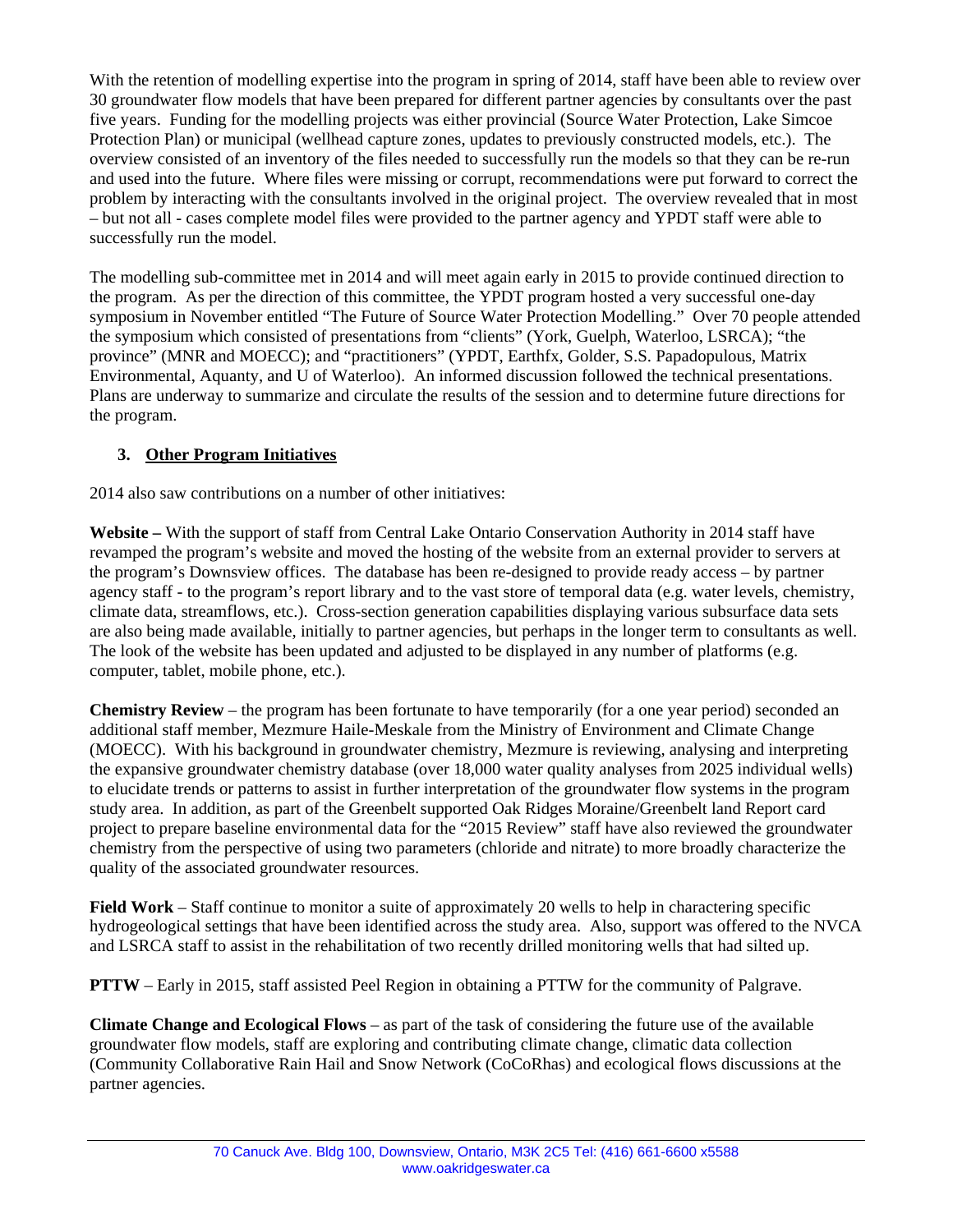With the retention of modelling expertise into the program in spring of 2014, staff have been able to review over 30 groundwater flow models that have been prepared for different partner agencies by consultants over the past five years. Funding for the modelling projects was either provincial (Source Water Protection, Lake Simcoe Protection Plan) or municipal (wellhead capture zones, updates to previously constructed models, etc.). The overview consisted of an inventory of the files needed to successfully run the models so that they can be re-run and used into the future. Where files were missing or corrupt, recommendations were put forward to correct the problem by interacting with the consultants involved in the original project. The overview revealed that in most – but not all - cases complete model files were provided to the partner agency and YPDT staff were able to successfully run the model.

The modelling sub-committee met in 2014 and will meet again early in 2015 to provide continued direction to the program. As per the direction of this committee, the YPDT program hosted a very successful one-day symposium in November entitled "The Future of Source Water Protection Modelling." Over 70 people attended the symposium which consisted of presentations from "clients" (York, Guelph, Waterloo, LSRCA); "the province" (MNR and MOECC); and "practitioners" (YPDT, Earthfx, Golder, S.S. Papadopulous, Matrix Environmental, Aquanty, and U of Waterloo). An informed discussion followed the technical presentations. Plans are underway to summarize and circulate the results of the session and to determine future directions for the program.

## 3. Other Program Initiatives

2014 also saw contributions on a number of other initiatives:

**Website –** With the support of staff from Central Lake Ontario Conservation Authority in 2014 staff have revamped the program's website and moved the hosting of the website from an external provider to servers at the program's Downsview offices. The database has been re-designed to provide ready access – by partner agency staff - to the program's report library and to the vast store of temporal data (e.g. water levels, chemistry, climate data, streamflows, etc.). Cross-section generation capabilities displaying various subsurface data sets are also being made available, initially to partner agencies, but perhaps in the longer term to consultants as well. The look of the website has been updated and adjusted to be displayed in any number of platforms (e.g. computer, tablet, mobile phone, etc.).

**Chemistry Review** – the program has been fortunate to have temporarily (for a one year period) seconded an additional staff member, Mezmure Haile-Meskale from the Ministry of Environment and Climate Change (MOECC). With his background in groundwater chemistry, Mezmure is reviewing, analysing and interpreting the expansive groundwater chemistry database (over 18,000 water quality analyses from 2025 individual wells) to elucidate trends or patterns to assist in further interpretation of the groundwater flow systems in the program study area. In addition, as part of the Greenbelt supported Oak Ridges Moraine/Greenbelt land Report card project to prepare baseline environmental data for the "2015 Review" staff have also reviewed the groundwater chemistry from the perspective of using two parameters (chloride and nitrate) to more broadly characterize the quality of the associated groundwater resources.

**Field Work** – Staff continue to monitor a suite of approximately 20 wells to help in charactering specific hydrogeological settings that have been identified across the study area. Also, support was offered to the NVCA and LSRCA staff to assist in the rehabilitation of two recently drilled monitoring wells that had silted up.

**PTTW** – Early in 2015, staff assisted Peel Region in obtaining a PTTW for the community of Palgrave.

**Climate Change and Ecological Flows** – as part of the task of considering the future use of the available groundwater flow models, staff are exploring and contributing climate change, climatic data collection (Community Collaborative Rain Hail and Snow Network (CoCoRhas) and ecological flows discussions at the partner agencies.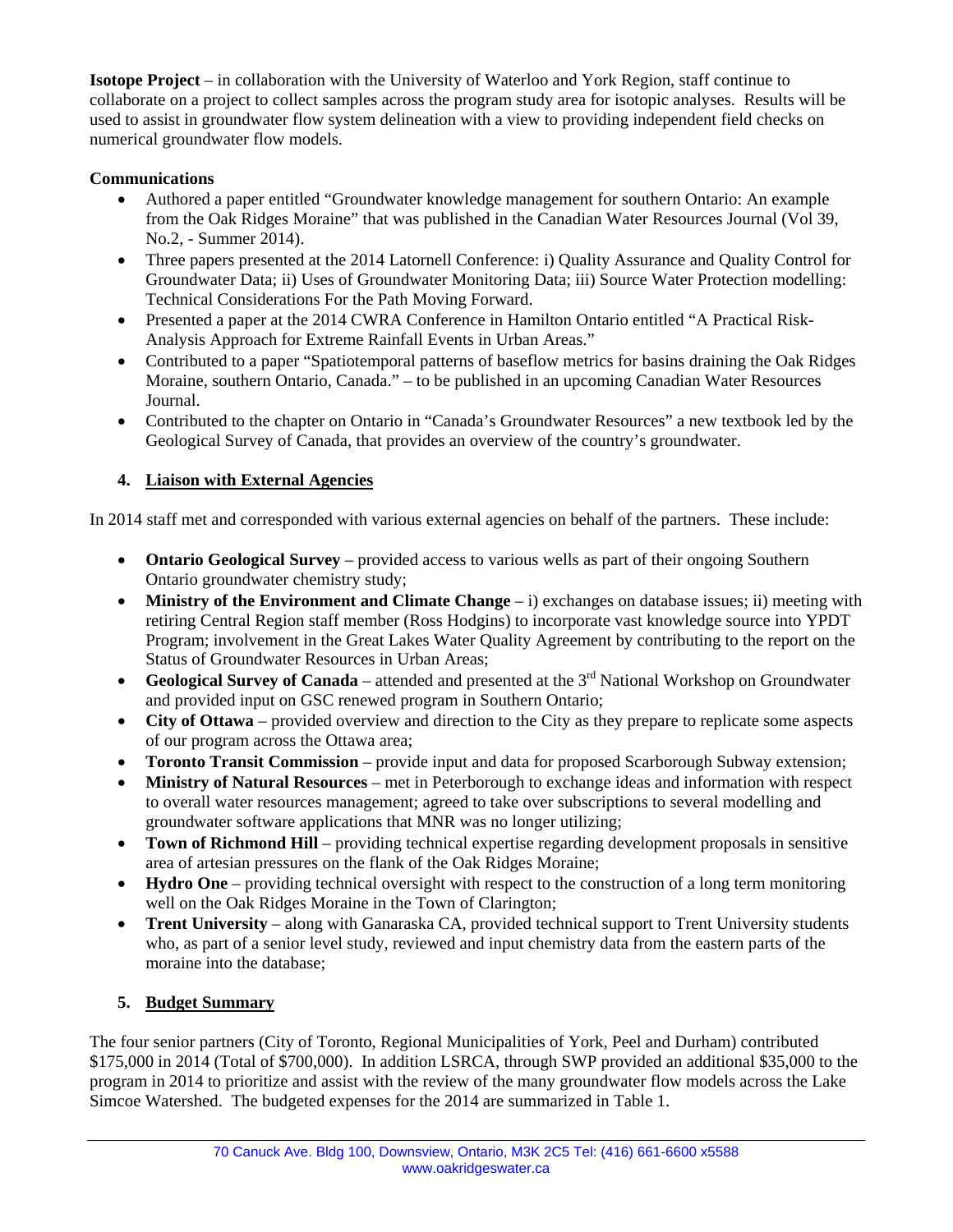**Isotope Project** – in collaboration with the University of Waterloo and York Region, staff continue to collaborate on a project to collect samples across the program study area for isotopic analyses. Results will be used to assist in groundwater flow system delineation with a view to providing independent field checks on numerical groundwater flow models.

**Communications**

- Authored a paper entitled "Groundwater knowledge management for southern Ontario: An example from the Oak Ridges Moraine" that was published in the Canadian Water Resources Journal (Vol 39, No.2, - Summer 2014).
- Three papers presented at the 2014 Latornell Conference: i) Quality Assurance and Quality Control for Groundwater Data; ii) Uses of Groundwater Monitoring Data; iii) Source Water Protection modelling: Technical Considerations For the Path Moving Forward.
- Presented a paper at the 2014 CWRA Conference in Hamilton Ontario entitled "A Practical Risk-Analysis Approach for Extreme Rainfall Events in Urban Areas."
- Contributed to a paper "Spatiotemporal patterns of baseflow metrics for basins draining the Oak Ridges Moraine, southern Ontario, Canada." – to be published in an upcoming Canadian Water Resources Journal.
- Contributed to the chapter on Ontario in "Canada's Groundwater Resources" a new textbook led by the Geological Survey of Canada, that provides an overview of the country's groundwater.

## 4. Liaison with External Agencies

In 2014 staff met and corresponded with various external agencies on behalf of the partners. These include:

- **Ontario Geological Survey** – provided access to various wells as part of their ongoing Southern Ontario groundwater chemistry study;
- **Ministry of the Environment and Climate Change** – i) exchanges on database issues; ii) meeting with retiring Central Region staff member (Ross Hodgins) to incorporate vast knowledge source into YPDT Program; involvement in the Great Lakes Water Quality Agreement by contributing to the report on the Status of Groundwater Resources in Urban Areas;
- **Geological Survey of Canada** – attended and presented at the 3rd National Workshop on Groundwater and provided input on GSC renewed program in Southern Ontario;
- **City of Ottawa** – provided overview and direction to the City as they prepare to replicate some aspects of our program across the Ottawa area;
- **Toronto Transit Commission** – provide input and data for proposed Scarborough Subway extension;
- **Ministry of Natural Resources** – met in Peterborough to exchange ideas and information with respect to overall water resources management; agreed to take over subscriptions to several modelling and groundwater software applications that MNR was no longer utilizing;
- **Town of Richmond Hill** – providing technical expertise regarding development proposals in sensitive area of artesian pressures on the flank of the Oak Ridges Moraine;
- **Hydro One** – providing technical oversight with respect to the construction of a long term monitoring well on the Oak Ridges Moraine in the Town of Clarington;
- **Trent University** – along with Ganaraska CA, provided technical support to Trent University students who, as part of a senior level study, reviewed and input chemistry data from the eastern parts of the moraine into the database;

## 5. Budget Summary

The four senior partners (City of Toronto, Regional Municipalities of York, Peel and Durham) contributed \$175,000 in 2014 (Total of \$700,000). In addition LSRCA, through SWP provided an additional \$35,000 to the program in 2014 to prioritize and assist with the review of the many groundwater flow models across the Lake Simcoe Watershed. The budgeted expenses for the 2014 are summarized in Table 1.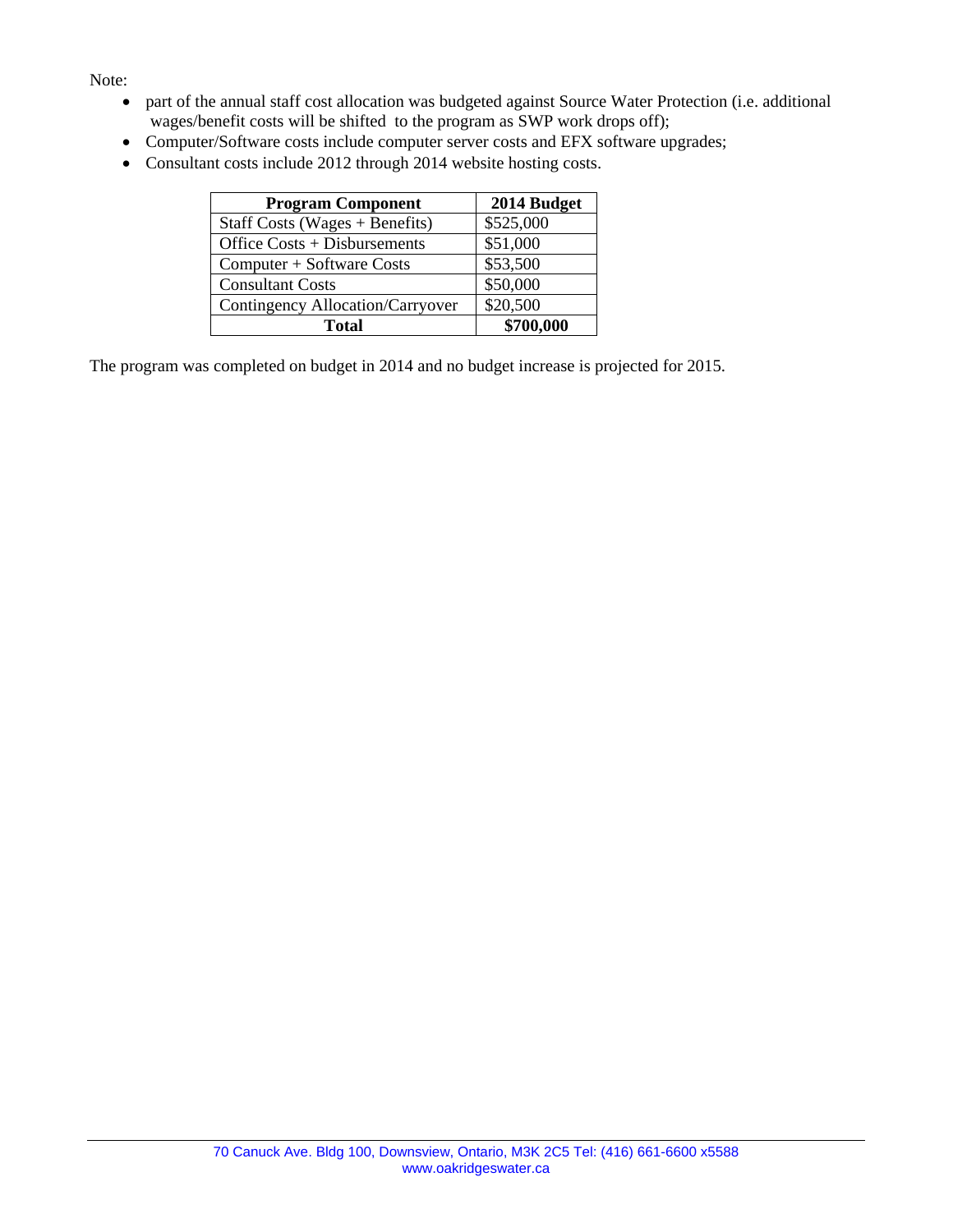Note:

- part of the annual staff cost allocation was budgeted against Source Water Protection (i.e. additional wages/benefit costs will be shifted to the program as SWP work drops off);
- Computer/Software costs include computer server costs and EFX software upgrades;
- Consultant costs include 2012 through 2014 website hosting costs.

| **Program Component** | **2014 Budget** |
|---|---|
| Staff Costs (Wages + Benefits) | $525,000 |
| Office Costs + Disbursements | $51,000 |
| Computer + Software Costs | $53,500 |
| Consultant Costs | $50,000 |
| Contingency Allocation/Carryover | $20,500 |
| **Total** | **$700,000** |

The program was completed on budget in 2014 and no budget increase is projected for 2015.